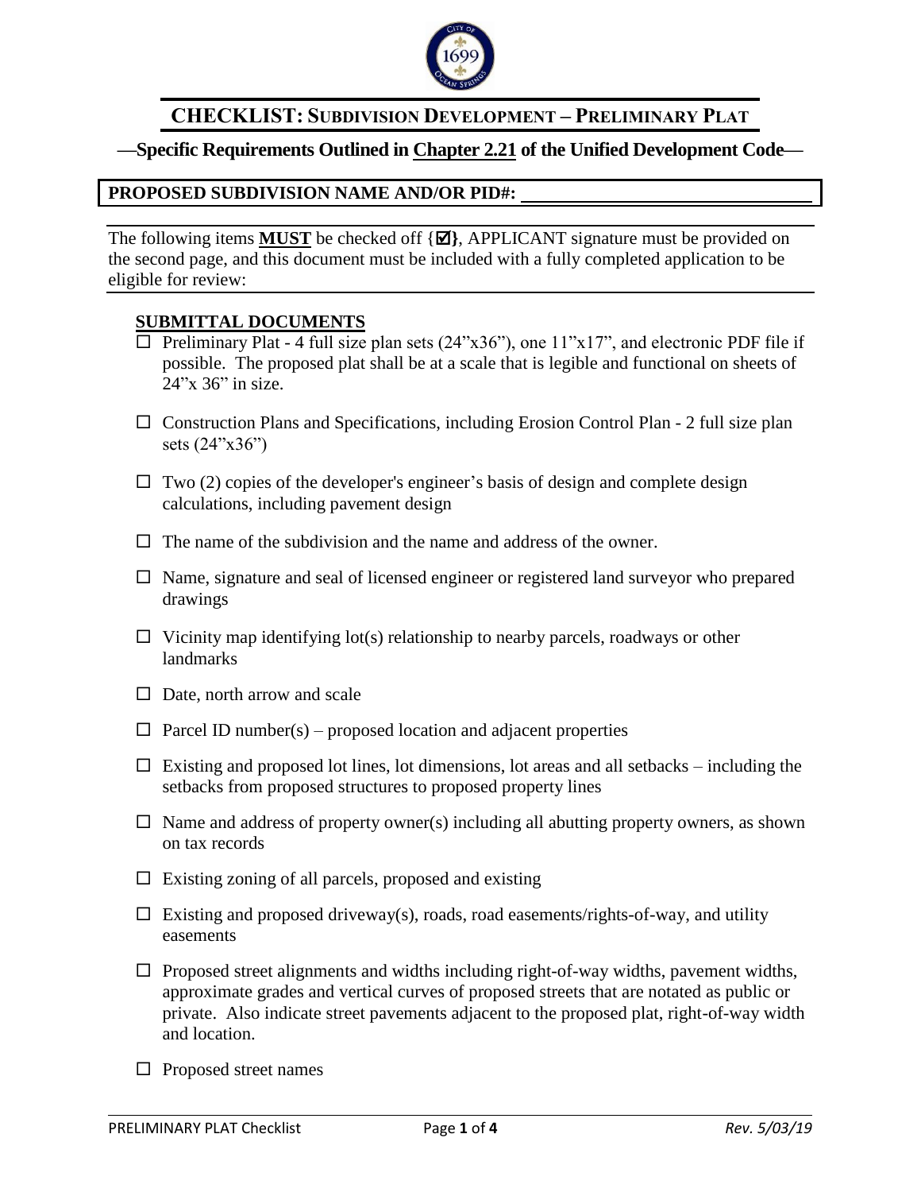# CHECKLIST: SUBDIVISION DEVELOPMENT – PRELIMINARY PLAT

**—Specific Requirements Outlined in Chapter 2.21 of the Unified Development Code—**

**PROPOSED SUBDIVISION NAME AND/OR PID#:** ______________________________

The following items **MUST** be checked off {☑}, APPLICANT signature must be provided on the second page, and this document must be included with a fully completed application to be eligible for review:

## SUBMITTAL DOCUMENTS

- ☐ Preliminary Plat - 4 full size plan sets (24"x36"), one 11"x17", and electronic PDF file if possible. The proposed plat shall be at a scale that is legible and functional on sheets of 24"x 36" in size.
- ☐ Construction Plans and Specifications, including Erosion Control Plan - 2 full size plan sets (24"x36")
- ☐ Two (2) copies of the developer's engineer's basis of design and complete design calculations, including pavement design
- ☐ The name of the subdivision and the name and address of the owner.
- ☐ Name, signature and seal of licensed engineer or registered land surveyor who prepared drawings
- ☐ Vicinity map identifying lot(s) relationship to nearby parcels, roadways or other landmarks
- ☐ Date, north arrow and scale
- ☐ Parcel ID number(s) – proposed location and adjacent properties
- ☐ Existing and proposed lot lines, lot dimensions, lot areas and all setbacks – including the setbacks from proposed structures to proposed property lines
- ☐ Name and address of property owner(s) including all abutting property owners, as shown on tax records
- ☐ Existing zoning of all parcels, proposed and existing
- ☐ Existing and proposed driveway(s), roads, road easements/rights-of-way, and utility easements
- ☐ Proposed street alignments and widths including right-of-way widths, pavement widths, approximate grades and vertical curves of proposed streets that are notated as public or private. Also indicate street pavements adjacent to the proposed plat, right-of-way width and location.
- ☐ Proposed street names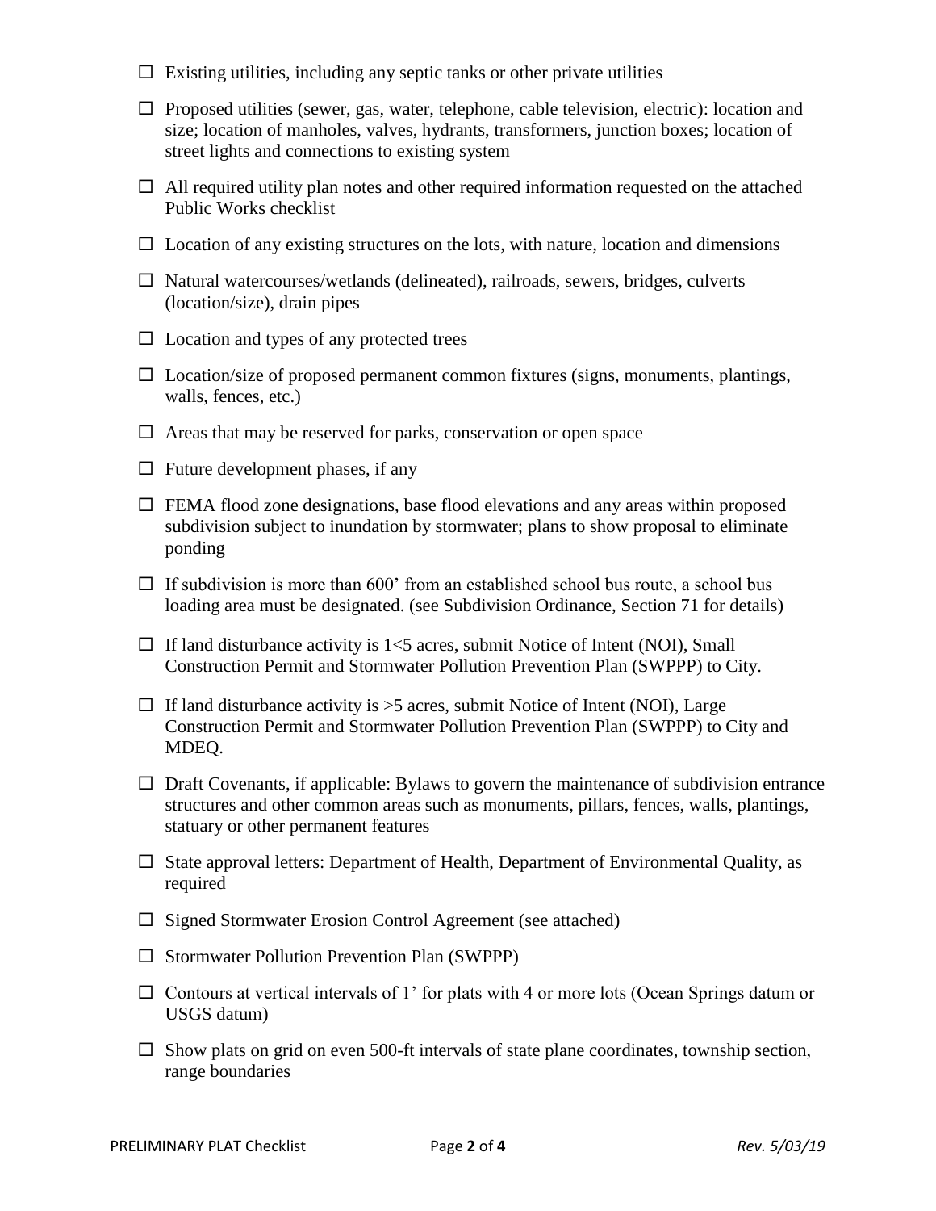- ☐ Existing utilities, including any septic tanks or other private utilities
- ☐ Proposed utilities (sewer, gas, water, telephone, cable television, electric): location and size; location of manholes, valves, hydrants, transformers, junction boxes; location of street lights and connections to existing system
- ☐ All required utility plan notes and other required information requested on the attached Public Works checklist
- ☐ Location of any existing structures on the lots, with nature, location and dimensions
- ☐ Natural watercourses/wetlands (delineated), railroads, sewers, bridges, culverts (location/size), drain pipes
- ☐ Location and types of any protected trees
- ☐ Location/size of proposed permanent common fixtures (signs, monuments, plantings, walls, fences, etc.)
- ☐ Areas that may be reserved for parks, conservation or open space
- ☐ Future development phases, if any
- ☐ FEMA flood zone designations, base flood elevations and any areas within proposed subdivision subject to inundation by stormwater; plans to show proposal to eliminate ponding
- ☐ If subdivision is more than 600' from an established school bus route, a school bus loading area must be designated. (see Subdivision Ordinance, Section 71 for details)
- ☐ If land disturbance activity is 1<5 acres, submit Notice of Intent (NOI), Small Construction Permit and Stormwater Pollution Prevention Plan (SWPPP) to City.
- ☐ If land disturbance activity is >5 acres, submit Notice of Intent (NOI), Large Construction Permit and Stormwater Pollution Prevention Plan (SWPPP) to City and MDEQ.
- ☐ Draft Covenants, if applicable: Bylaws to govern the maintenance of subdivision entrance structures and other common areas such as monuments, pillars, fences, walls, plantings, statuary or other permanent features
- ☐ State approval letters: Department of Health, Department of Environmental Quality, as required
- ☐ Signed Stormwater Erosion Control Agreement (see attached)
- ☐ Stormwater Pollution Prevention Plan (SWPPP)
- ☐ Contours at vertical intervals of 1' for plats with 4 or more lots (Ocean Springs datum or USGS datum)
- ☐ Show plats on grid on even 500-ft intervals of state plane coordinates, township section, range boundaries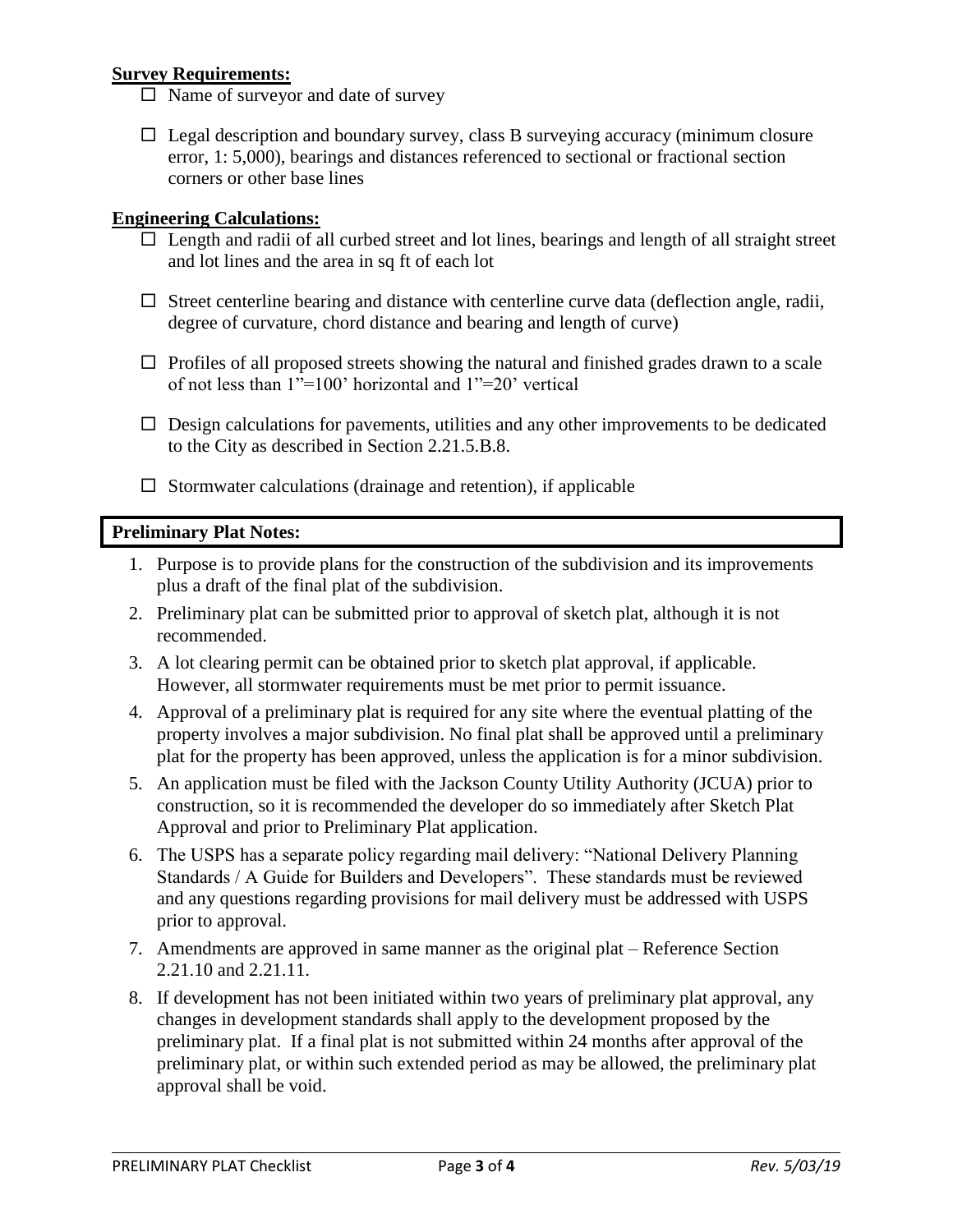**Survey Requirements:**

- ☐ Name of surveyor and date of survey
- ☐ Legal description and boundary survey, class B surveying accuracy (minimum closure error, 1: 5,000), bearings and distances referenced to sectional or fractional section corners or other base lines

**Engineering Calculations:**

- ☐ Length and radii of all curbed street and lot lines, bearings and length of all straight street and lot lines and the area in sq ft of each lot
- ☐ Street centerline bearing and distance with centerline curve data (deflection angle, radii, degree of curvature, chord distance and bearing and length of curve)
- ☐ Profiles of all proposed streets showing the natural and finished grades drawn to a scale of not less than 1"=100' horizontal and 1"=20' vertical
- ☐ Design calculations for pavements, utilities and any other improvements to be dedicated to the City as described in Section 2.21.5.B.8.
- ☐ Stormwater calculations (drainage and retention), if applicable

**Preliminary Plat Notes:**

1. Purpose is to provide plans for the construction of the subdivision and its improvements plus a draft of the final plat of the subdivision.
2. Preliminary plat can be submitted prior to approval of sketch plat, although it is not recommended.
3. A lot clearing permit can be obtained prior to sketch plat approval, if applicable. However, all stormwater requirements must be met prior to permit issuance.
4. Approval of a preliminary plat is required for any site where the eventual platting of the property involves a major subdivision. No final plat shall be approved until a preliminary plat for the property has been approved, unless the application is for a minor subdivision.
5. An application must be filed with the Jackson County Utility Authority (JCUA) prior to construction, so it is recommended the developer do so immediately after Sketch Plat Approval and prior to Preliminary Plat application.
6. The USPS has a separate policy regarding mail delivery: "National Delivery Planning Standards / A Guide for Builders and Developers". These standards must be reviewed and any questions regarding provisions for mail delivery must be addressed with USPS prior to approval.
7. Amendments are approved in same manner as the original plat – Reference Section 2.21.10 and 2.21.11.
8. If development has not been initiated within two years of preliminary plat approval, any changes in development standards shall apply to the development proposed by the preliminary plat. If a final plat is not submitted within 24 months after approval of the preliminary plat, or within such extended period as may be allowed, the preliminary plat approval shall be void.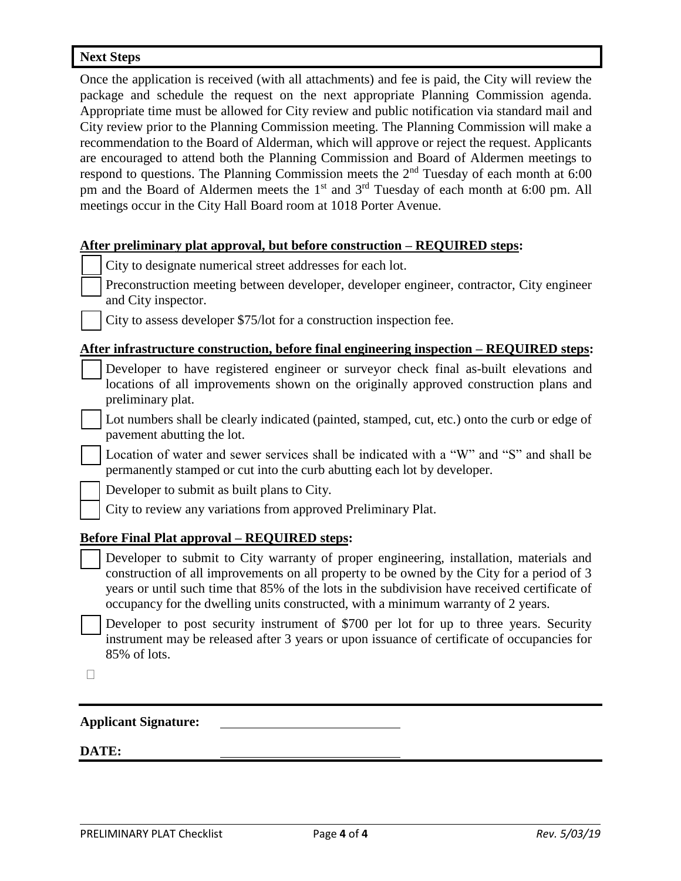**Next Steps**

Once the application is received (with all attachments) and fee is paid, the City will review the package and schedule the request on the next appropriate Planning Commission agenda. Appropriate time must be allowed for City review and public notification via standard mail and City review prior to the Planning Commission meeting. The Planning Commission will make a recommendation to the Board of Alderman, which will approve or reject the request. Applicants are encouraged to attend both the Planning Commission and Board of Aldermen meetings to respond to questions. The Planning Commission meets the 2nd Tuesday of each month at 6:00 pm and the Board of Aldermen meets the 1st and 3rd Tuesday of each month at 6:00 pm. All meetings occur in the City Hall Board room at 1018 Porter Avenue.

**After preliminary plat approval, but before construction – REQUIRED steps:**

- ☐ City to designate numerical street addresses for each lot.
- ☐ Preconstruction meeting between developer, developer engineer, contractor, City engineer and City inspector.
- ☐ City to assess developer $75/lot for a construction inspection fee.

**After infrastructure construction, before final engineering inspection – REQUIRED steps:**

- ☐ Developer to have registered engineer or surveyor check final as-built elevations and locations of all improvements shown on the originally approved construction plans and preliminary plat.
- ☐ Lot numbers shall be clearly indicated (painted, stamped, cut, etc.) onto the curb or edge of pavement abutting the lot.
- ☐ Location of water and sewer services shall be indicated with a "W" and "S" and shall be permanently stamped or cut into the curb abutting each lot by developer.
- ☐ Developer to submit as built plans to City.
- ☐ City to review any variations from approved Preliminary Plat.

**Before Final Plat approval – REQUIRED steps:**

- ☐ Developer to submit to City warranty of proper engineering, installation, materials and construction of all improvements on all property to be owned by the City for a period of 3 years or until such time that 85% of the lots in the subdivision have received certificate of occupancy for the dwelling units constructed, with a minimum warranty of 2 years.
- ☐ Developer to post security instrument of $700 per lot for up to three years. Security instrument may be released after 3 years or upon issuance of certificate of occupancies for 85% of lots.
- ☐

**Applicant Signature:** ______________________________

**DATE:** ______________________________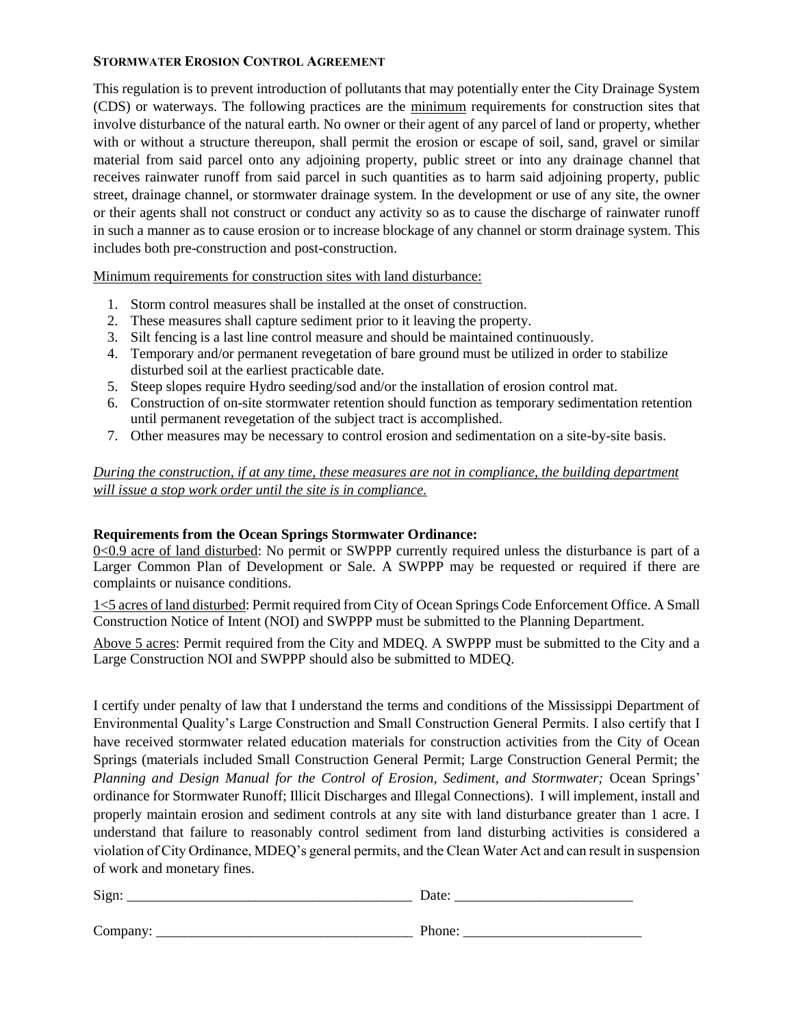**STORMWATER EROSION CONTROL AGREEMENT**

This regulation is to prevent introduction of pollutants that may potentially enter the City Drainage System (CDS) or waterways. The following practices are the minimum requirements for construction sites that involve disturbance of the natural earth. No owner or their agent of any parcel of land or property, whether with or without a structure thereupon, shall permit the erosion or escape of soil, sand, gravel or similar material from said parcel onto any adjoining property, public street or into any drainage channel that receives rainwater runoff from said parcel in such quantities as to harm said adjoining property, public street, drainage channel, or stormwater drainage system. In the development or use of any site, the owner or their agents shall not construct or conduct any activity so as to cause the discharge of rainwater runoff in such a manner as to cause erosion or to increase blockage of any channel or storm drainage system. This includes both pre-construction and post-construction.

Minimum requirements for construction sites with land disturbance:

1. Storm control measures shall be installed at the onset of construction.
2. These measures shall capture sediment prior to it leaving the property.
3. Silt fencing is a last line control measure and should be maintained continuously.
4. Temporary and/or permanent revegetation of bare ground must be utilized in order to stabilize disturbed soil at the earliest practicable date.
5. Steep slopes require Hydro seeding/sod and/or the installation of erosion control mat.
6. Construction of on-site stormwater retention should function as temporary sedimentation retention until permanent revegetation of the subject tract is accomplished.
7. Other measures may be necessary to control erosion and sedimentation on a site-by-site basis.

*During the construction, if at any time, these measures are not in compliance, the building department will issue a stop work order until the site is in compliance.*

**Requirements from the Ocean Springs Stormwater Ordinance:**

0<0.9 acre of land disturbed: No permit or SWPPP currently required unless the disturbance is part of a Larger Common Plan of Development or Sale. A SWPPP may be requested or required if there are complaints or nuisance conditions.

1<5 acres of land disturbed: Permit required from City of Ocean Springs Code Enforcement Office. A Small Construction Notice of Intent (NOI) and SWPPP must be submitted to the Planning Department.

Above 5 acres: Permit required from the City and MDEQ. A SWPPP must be submitted to the City and a Large Construction NOI and SWPPP should also be submitted to MDEQ.

I certify under penalty of law that I understand the terms and conditions of the Mississippi Department of Environmental Quality's Large Construction and Small Construction General Permits. I also certify that I have received stormwater related education materials for construction activities from the City of Ocean Springs (materials included Small Construction General Permit; Large Construction General Permit; the *Planning and Design Manual for the Control of Erosion, Sediment, and Stormwater;* Ocean Springs' ordinance for Stormwater Runoff; Illicit Discharges and Illegal Connections). I will implement, install and properly maintain erosion and sediment controls at any site with land disturbance greater than 1 acre. I understand that failure to reasonably control sediment from land disturbing activities is considered a violation of City Ordinance, MDEQ's general permits, and the Clean Water Act and can result in suspension of work and monetary fines.

Sign: ________________________________________ Date: _________________________

Company: ___________________________________ Phone: _________________________